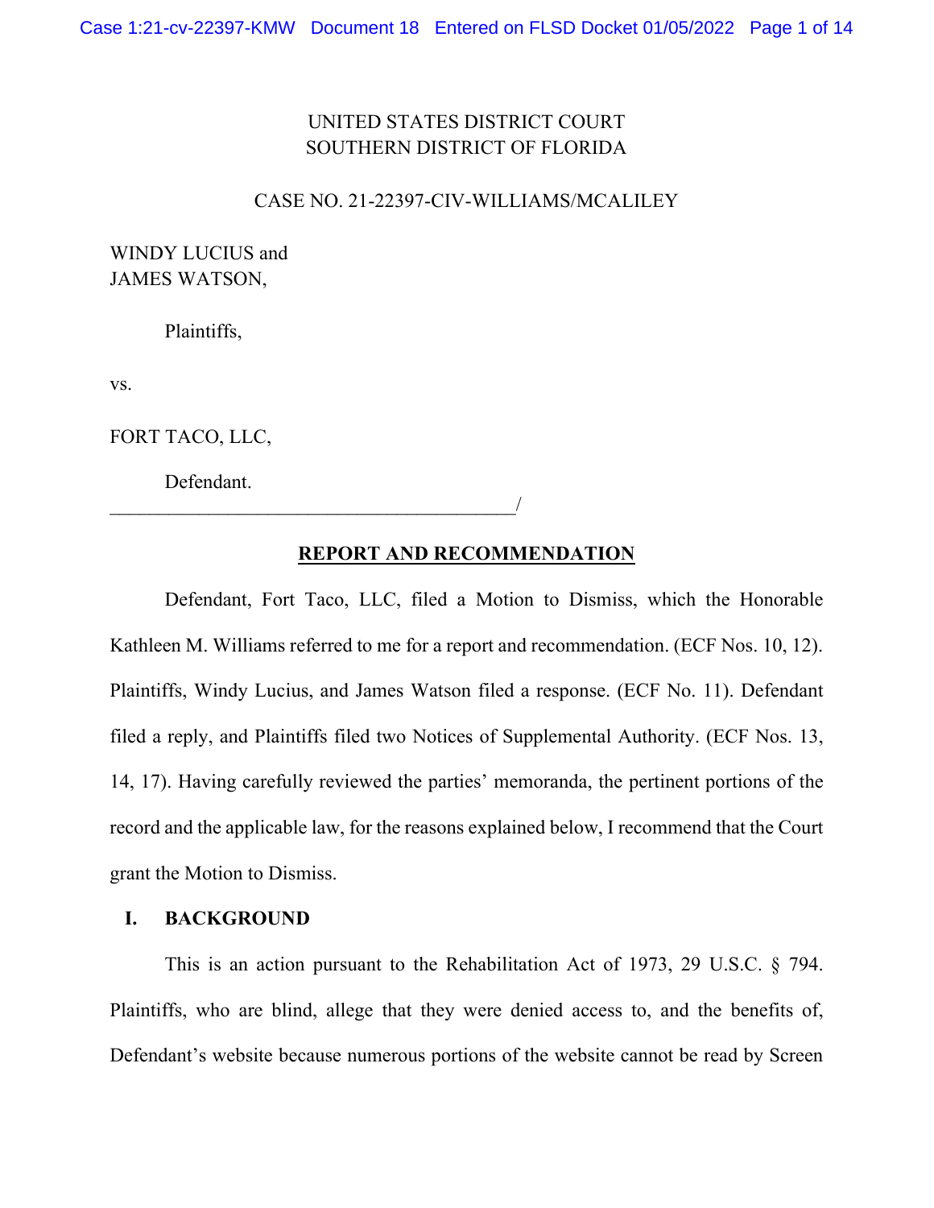UNITED STATES DISTRICT COURT
SOUTHERN DISTRICT OF FLORIDA

CASE NO. 21-22397-CIV-WILLIAMS/MCALILEY

WINDY LUCIUS and
JAMES WATSON,

Plaintiffs,

vs.

FORT TACO, LLC,

Defendant.
_________________________________________/

**REPORT AND RECOMMENDATION**

Defendant, Fort Taco, LLC, filed a Motion to Dismiss, which the Honorable Kathleen M. Williams referred to me for a report and recommendation. (ECF Nos. 10, 12). Plaintiffs, Windy Lucius, and James Watson filed a response. (ECF No. 11). Defendant filed a reply, and Plaintiffs filed two Notices of Supplemental Authority. (ECF Nos. 13, 14, 17). Having carefully reviewed the parties' memoranda, the pertinent portions of the record and the applicable law, for the reasons explained below, I recommend that the Court grant the Motion to Dismiss.

## I. BACKGROUND

This is an action pursuant to the Rehabilitation Act of 1973, 29 U.S.C. § 794. Plaintiffs, who are blind, allege that they were denied access to, and the benefits of, Defendant's website because numerous portions of the website cannot be read by Screen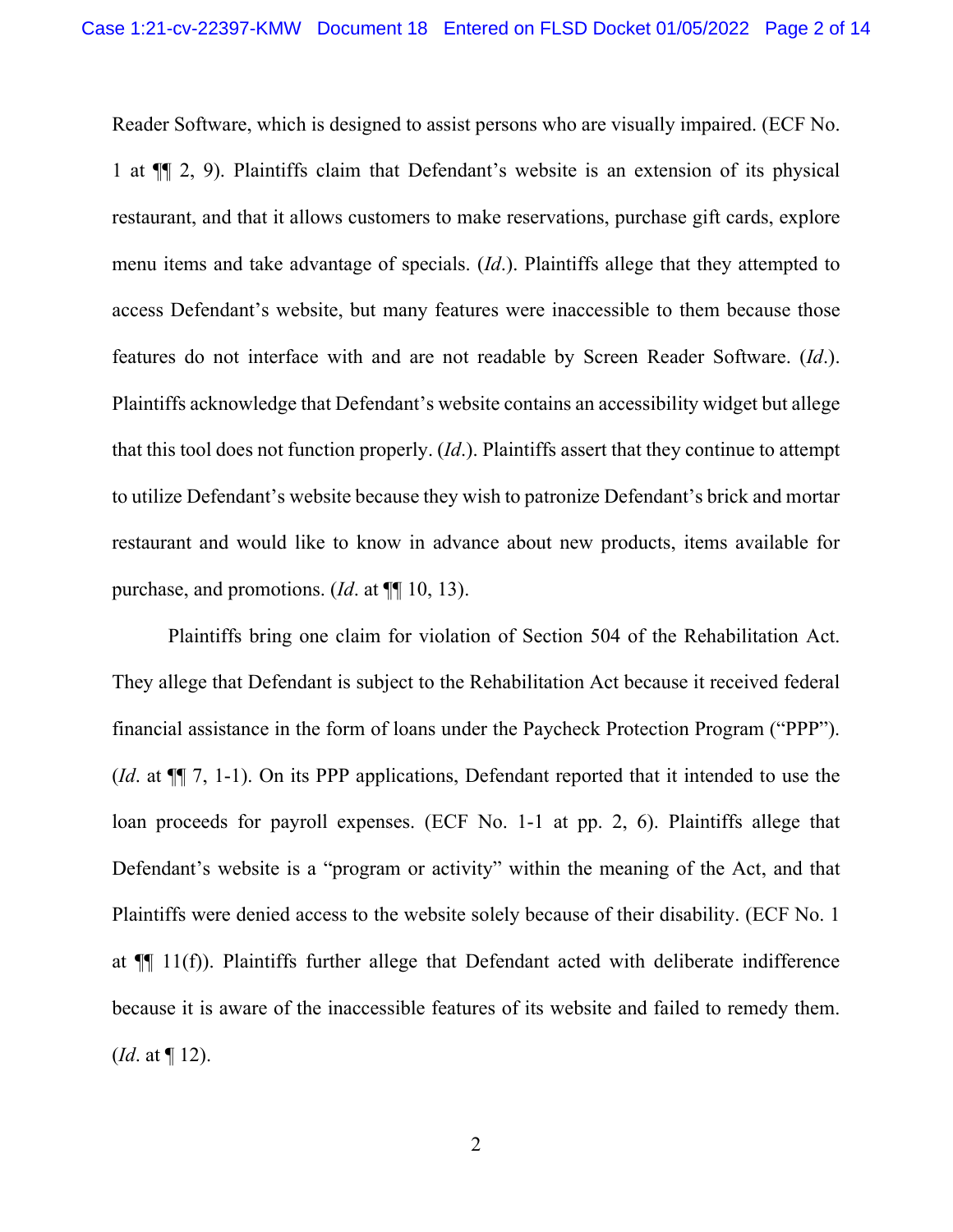Reader Software, which is designed to assist persons who are visually impaired. (ECF No. 1 at ¶¶ 2, 9). Plaintiffs claim that Defendant's website is an extension of its physical restaurant, and that it allows customers to make reservations, purchase gift cards, explore menu items and take advantage of specials. (*Id*.). Plaintiffs allege that they attempted to access Defendant's website, but many features were inaccessible to them because those features do not interface with and are not readable by Screen Reader Software. (*Id*.). Plaintiffs acknowledge that Defendant's website contains an accessibility widget but allege that this tool does not function properly. (*Id*.). Plaintiffs assert that they continue to attempt to utilize Defendant's website because they wish to patronize Defendant's brick and mortar restaurant and would like to know in advance about new products, items available for purchase, and promotions. (*Id*. at ¶¶ 10, 13).

Plaintiffs bring one claim for violation of Section 504 of the Rehabilitation Act. They allege that Defendant is subject to the Rehabilitation Act because it received federal financial assistance in the form of loans under the Paycheck Protection Program ("PPP"). (*Id*. at ¶¶ 7, 1-1). On its PPP applications, Defendant reported that it intended to use the loan proceeds for payroll expenses. (ECF No. 1-1 at pp. 2, 6). Plaintiffs allege that Defendant's website is a "program or activity" within the meaning of the Act, and that Plaintiffs were denied access to the website solely because of their disability. (ECF No. 1 at ¶¶ 11(f)). Plaintiffs further allege that Defendant acted with deliberate indifference because it is aware of the inaccessible features of its website and failed to remedy them. (*Id*. at ¶ 12).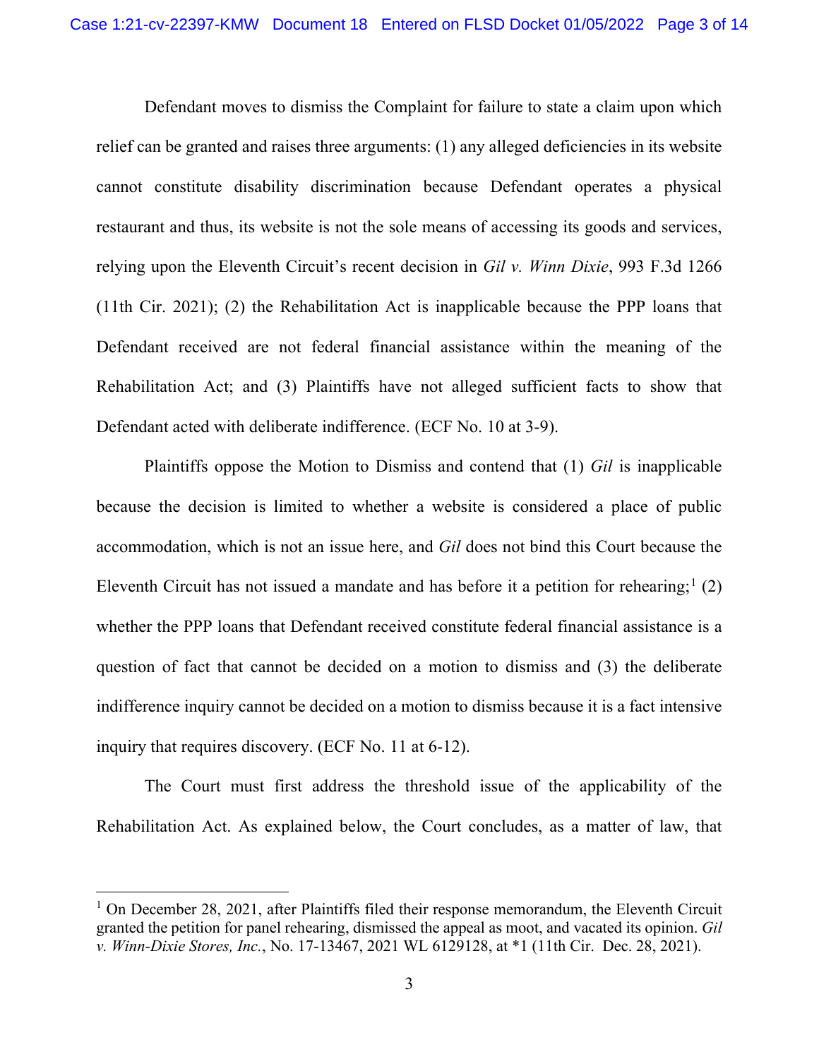Defendant moves to dismiss the Complaint for failure to state a claim upon which relief can be granted and raises three arguments: (1) any alleged deficiencies in its website cannot constitute disability discrimination because Defendant operates a physical restaurant and thus, its website is not the sole means of accessing its goods and services, relying upon the Eleventh Circuit's recent decision in *Gil v. Winn Dixie*, 993 F.3d 1266 (11th Cir. 2021); (2) the Rehabilitation Act is inapplicable because the PPP loans that Defendant received are not federal financial assistance within the meaning of the Rehabilitation Act; and (3) Plaintiffs have not alleged sufficient facts to show that Defendant acted with deliberate indifference. (ECF No. 10 at 3-9).

Plaintiffs oppose the Motion to Dismiss and contend that (1) *Gil* is inapplicable because the decision is limited to whether a website is considered a place of public accommodation, which is not an issue here, and *Gil* does not bind this Court because the Eleventh Circuit has not issued a mandate and has before it a petition for rehearing;[1] (2) whether the PPP loans that Defendant received constitute federal financial assistance is a question of fact that cannot be decided on a motion to dismiss and (3) the deliberate indifference inquiry cannot be decided on a motion to dismiss because it is a fact intensive inquiry that requires discovery. (ECF No. 11 at 6-12).

The Court must first address the threshold issue of the applicability of the Rehabilitation Act. As explained below, the Court concludes, as a matter of law, that

[1] On December 28, 2021, after Plaintiffs filed their response memorandum, the Eleventh Circuit granted the petition for panel rehearing, dismissed the appeal as moot, and vacated its opinion. *Gil v. Winn-Dixie Stores, Inc.*, No. 17-13467, 2021 WL 6129128, at *1 (11th Cir. Dec. 28, 2021).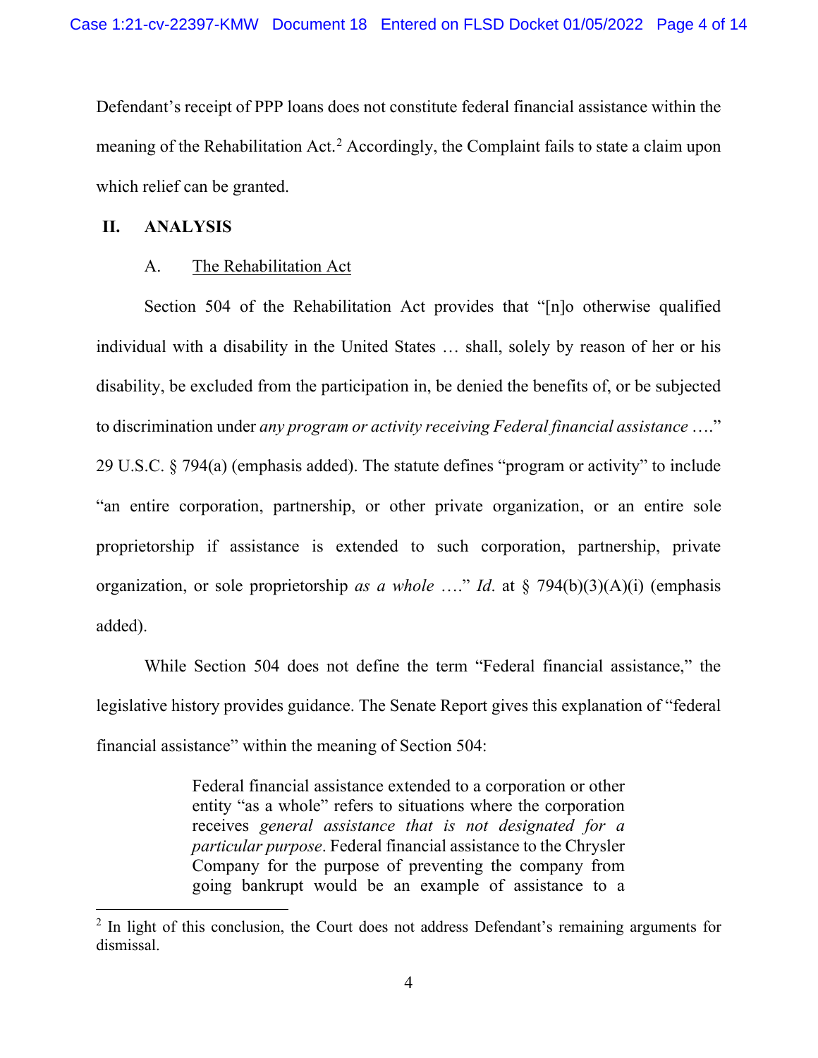Defendant's receipt of PPP loans does not constitute federal financial assistance within the meaning of the Rehabilitation Act.[2] Accordingly, the Complaint fails to state a claim upon which relief can be granted.

## II. ANALYSIS

### A. The Rehabilitation Act

Section 504 of the Rehabilitation Act provides that "[n]o otherwise qualified individual with a disability in the United States … shall, solely by reason of her or his disability, be excluded from the participation in, be denied the benefits of, or be subjected to discrimination under *any program or activity receiving Federal financial assistance* …." 29 U.S.C. § 794(a) (emphasis added). The statute defines "program or activity" to include "an entire corporation, partnership, or other private organization, or an entire sole proprietorship if assistance is extended to such corporation, partnership, private organization, or sole proprietorship *as a whole* …." *Id*. at § 794(b)(3)(A)(i) (emphasis added).

While Section 504 does not define the term "Federal financial assistance," the legislative history provides guidance. The Senate Report gives this explanation of "federal financial assistance" within the meaning of Section 504:

> Federal financial assistance extended to a corporation or other entity "as a whole" refers to situations where the corporation receives *general assistance that is not designated for a particular purpose*. Federal financial assistance to the Chrysler Company for the purpose of preventing the company from going bankrupt would be an example of assistance to a

[2] In light of this conclusion, the Court does not address Defendant's remaining arguments for dismissal.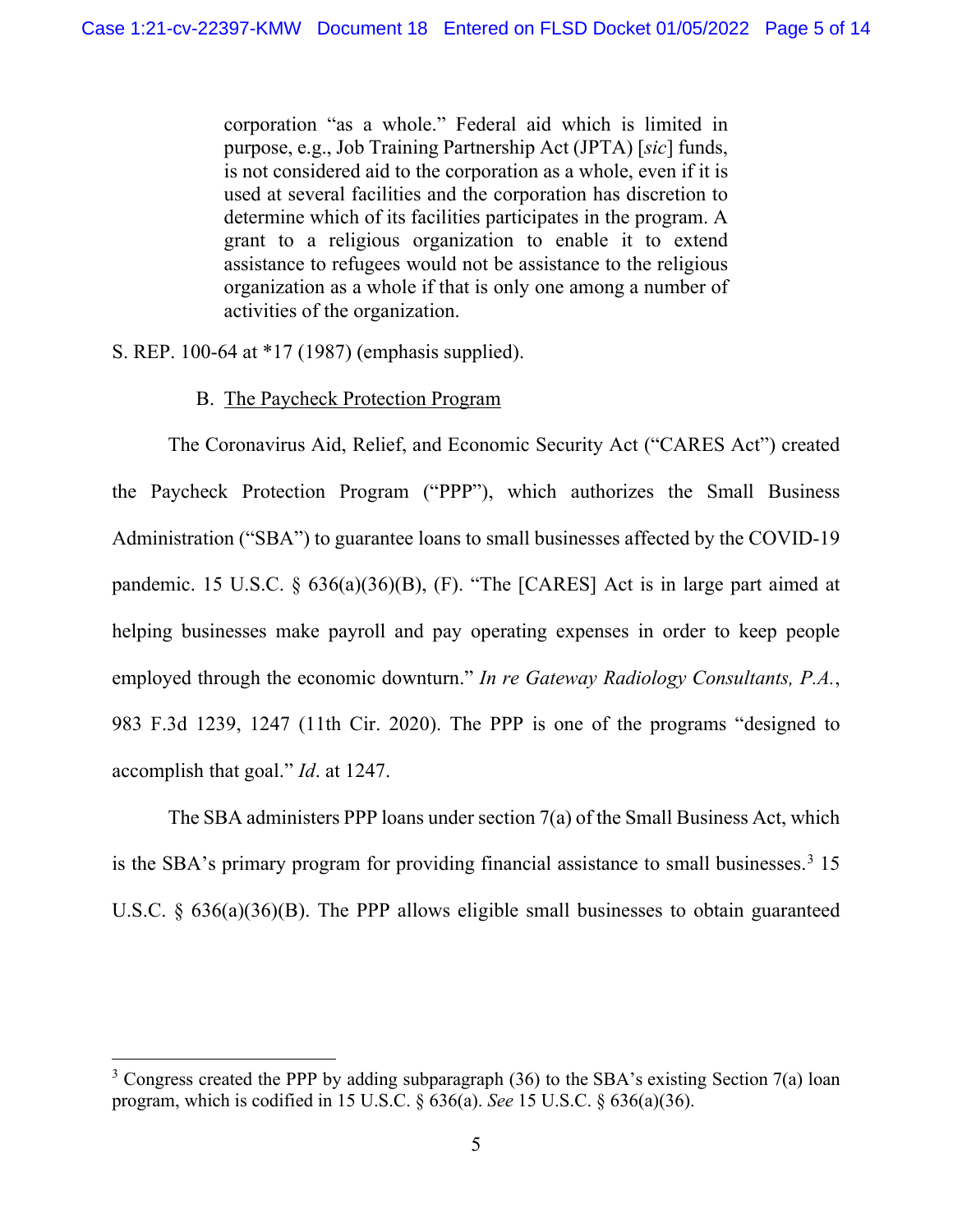> corporation "as a whole." Federal aid which is limited in purpose, e.g., Job Training Partnership Act (JPTA) [*sic*] funds, is not considered aid to the corporation as a whole, even if it is used at several facilities and the corporation has discretion to determine which of its facilities participates in the program. A grant to a religious organization to enable it to extend assistance to refugees would not be assistance to the religious organization as a whole if that is only one among a number of activities of the organization.

S. REP. 100-64 at *17 (1987) (emphasis supplied).

B. <u>The Paycheck Protection Program</u>

The Coronavirus Aid, Relief, and Economic Security Act ("CARES Act") created the Paycheck Protection Program ("PPP"), which authorizes the Small Business Administration ("SBA") to guarantee loans to small businesses affected by the COVID-19 pandemic. 15 U.S.C. § 636(a)(36)(B), (F). "The [CARES] Act is in large part aimed at helping businesses make payroll and pay operating expenses in order to keep people employed through the economic downturn." *In re Gateway Radiology Consultants, P.A.*, 983 F.3d 1239, 1247 (11th Cir. 2020). The PPP is one of the programs "designed to accomplish that goal." *Id*. at 1247.

The SBA administers PPP loans under section 7(a) of the Small Business Act, which is the SBA's primary program for providing financial assistance to small businesses.[3] 15 U.S.C. § 636(a)(36)(B). The PPP allows eligible small businesses to obtain guaranteed

---

[3] Congress created the PPP by adding subparagraph (36) to the SBA's existing Section 7(a) loan program, which is codified in 15 U.S.C. § 636(a). *See* 15 U.S.C. § 636(a)(36).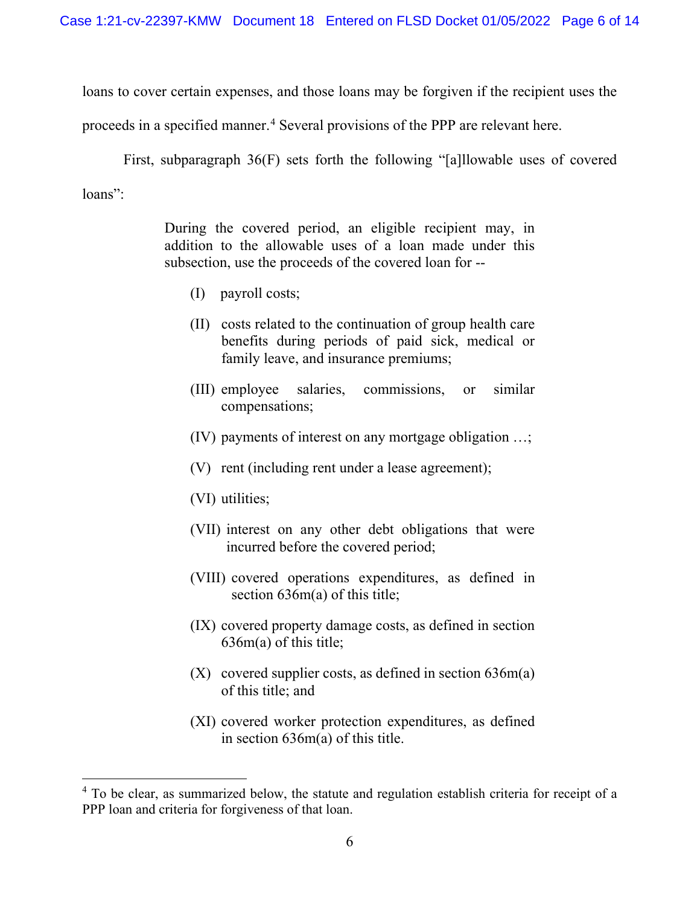loans to cover certain expenses, and those loans may be forgiven if the recipient uses the proceeds in a specified manner.[4] Several provisions of the PPP are relevant here.

First, subparagraph 36(F) sets forth the following "[a]llowable uses of covered loans":

> During the covered period, an eligible recipient may, in addition to the allowable uses of a loan made under this subsection, use the proceeds of the covered loan for --
>
> (I) payroll costs;
>
> (II) costs related to the continuation of group health care benefits during periods of paid sick, medical or family leave, and insurance premiums;
>
> (III) employee salaries, commissions, or similar compensations;
>
> (IV) payments of interest on any mortgage obligation …;
>
> (V) rent (including rent under a lease agreement);
>
> (VI) utilities;
>
> (VII) interest on any other debt obligations that were incurred before the covered period;
>
> (VIII) covered operations expenditures, as defined in section 636m(a) of this title;
>
> (IX) covered property damage costs, as defined in section 636m(a) of this title;
>
> (X) covered supplier costs, as defined in section 636m(a) of this title; and
>
> (XI) covered worker protection expenditures, as defined in section 636m(a) of this title.

---

[4] To be clear, as summarized below, the statute and regulation establish criteria for receipt of a PPP loan and criteria for forgiveness of that loan.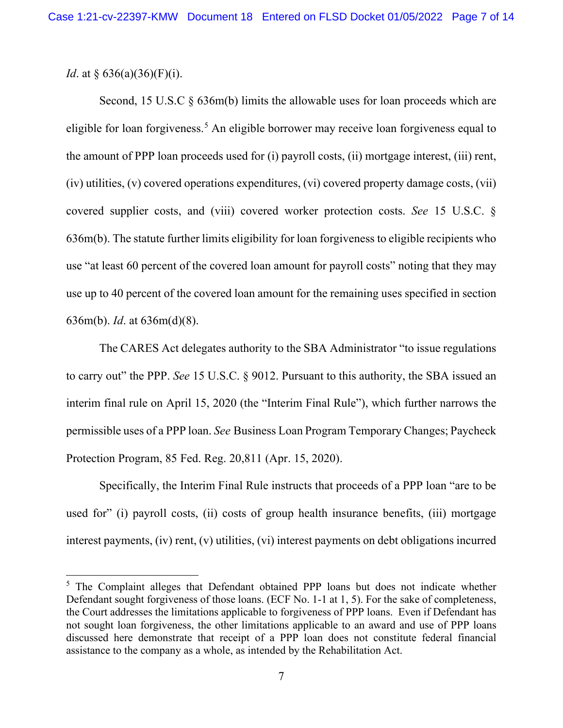*Id*. at § 636(a)(36)(F)(i).

Second, 15 U.S.C § 636m(b) limits the allowable uses for loan proceeds which are eligible for loan forgiveness.[5] An eligible borrower may receive loan forgiveness equal to the amount of PPP loan proceeds used for (i) payroll costs, (ii) mortgage interest, (iii) rent, (iv) utilities, (v) covered operations expenditures, (vi) covered property damage costs, (vii) covered supplier costs, and (viii) covered worker protection costs. *See* 15 U.S.C. § 636m(b). The statute further limits eligibility for loan forgiveness to eligible recipients who use "at least 60 percent of the covered loan amount for payroll costs" noting that they may use up to 40 percent of the covered loan amount for the remaining uses specified in section 636m(b). *Id*. at 636m(d)(8).

The CARES Act delegates authority to the SBA Administrator "to issue regulations to carry out" the PPP. *See* 15 U.S.C. § 9012. Pursuant to this authority, the SBA issued an interim final rule on April 15, 2020 (the "Interim Final Rule"), which further narrows the permissible uses of a PPP loan. *See* Business Loan Program Temporary Changes; Paycheck Protection Program, 85 Fed. Reg. 20,811 (Apr. 15, 2020).

Specifically, the Interim Final Rule instructs that proceeds of a PPP loan "are to be used for" (i) payroll costs, (ii) costs of group health insurance benefits, (iii) mortgage interest payments, (iv) rent, (v) utilities, (vi) interest payments on debt obligations incurred

---

[5] The Complaint alleges that Defendant obtained PPP loans but does not indicate whether Defendant sought forgiveness of those loans. (ECF No. 1-1 at 1, 5). For the sake of completeness, the Court addresses the limitations applicable to forgiveness of PPP loans. Even if Defendant has not sought loan forgiveness, the other limitations applicable to an award and use of PPP loans discussed here demonstrate that receipt of a PPP loan does not constitute federal financial assistance to the company as a whole, as intended by the Rehabilitation Act.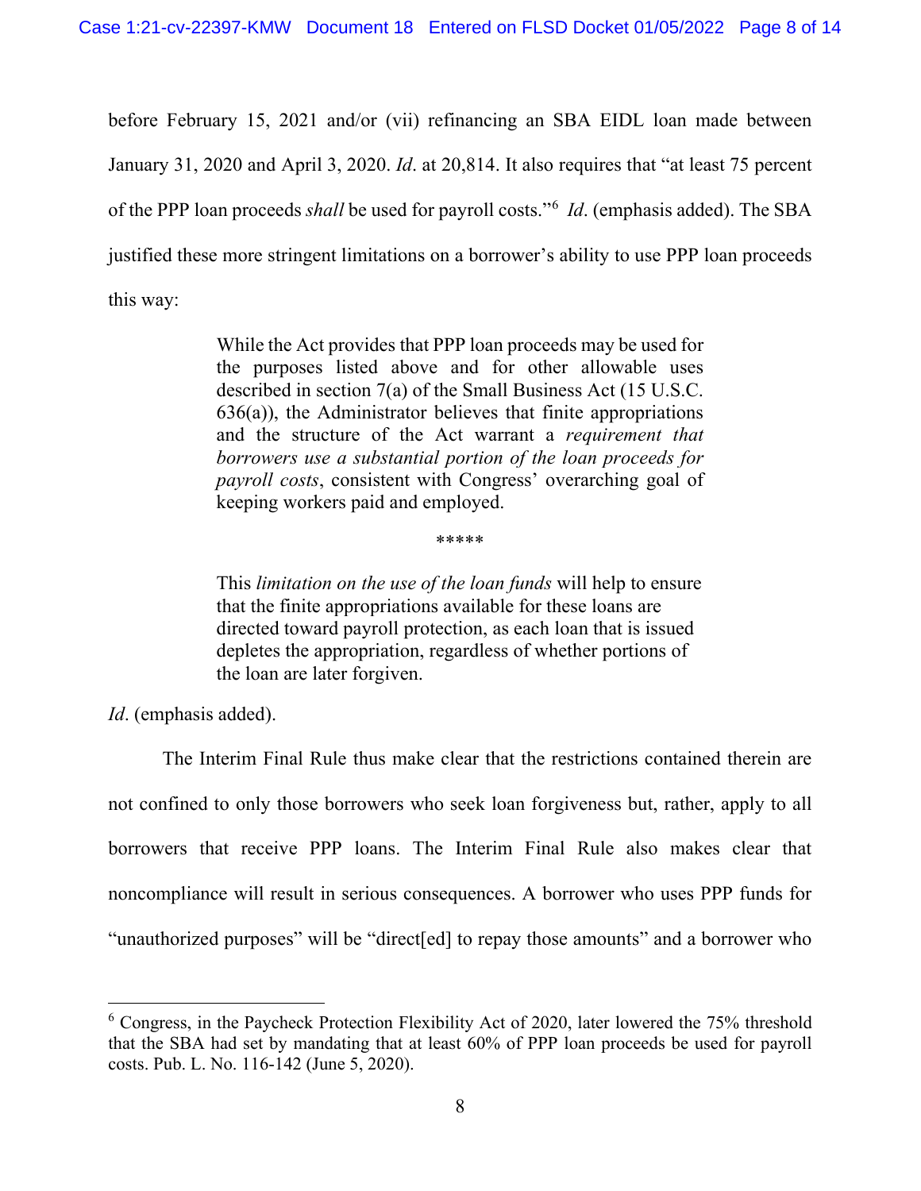before February 15, 2021 and/or (vii) refinancing an SBA EIDL loan made between January 31, 2020 and April 3, 2020. *Id*. at 20,814. It also requires that "at least 75 percent of the PPP loan proceeds *shall* be used for payroll costs."[6] *Id*. (emphasis added). The SBA justified these more stringent limitations on a borrower's ability to use PPP loan proceeds this way:

> While the Act provides that PPP loan proceeds may be used for the purposes listed above and for other allowable uses described in section 7(a) of the Small Business Act (15 U.S.C. 636(a)), the Administrator believes that finite appropriations and the structure of the Act warrant a *requirement that borrowers use a substantial portion of the loan proceeds for payroll costs*, consistent with Congress' overarching goal of keeping workers paid and employed.
>
> *****
>
> This *limitation on the use of the loan funds* will help to ensure that the finite appropriations available for these loans are directed toward payroll protection, as each loan that is issued depletes the appropriation, regardless of whether portions of the loan are later forgiven.

*Id*. (emphasis added).

The Interim Final Rule thus make clear that the restrictions contained therein are not confined to only those borrowers who seek loan forgiveness but, rather, apply to all borrowers that receive PPP loans. The Interim Final Rule also makes clear that noncompliance will result in serious consequences. A borrower who uses PPP funds for "unauthorized purposes" will be "direct[ed] to repay those amounts" and a borrower who

---

[6] Congress, in the Paycheck Protection Flexibility Act of 2020, later lowered the 75% threshold that the SBA had set by mandating that at least 60% of PPP loan proceeds be used for payroll costs. Pub. L. No. 116-142 (June 5, 2020).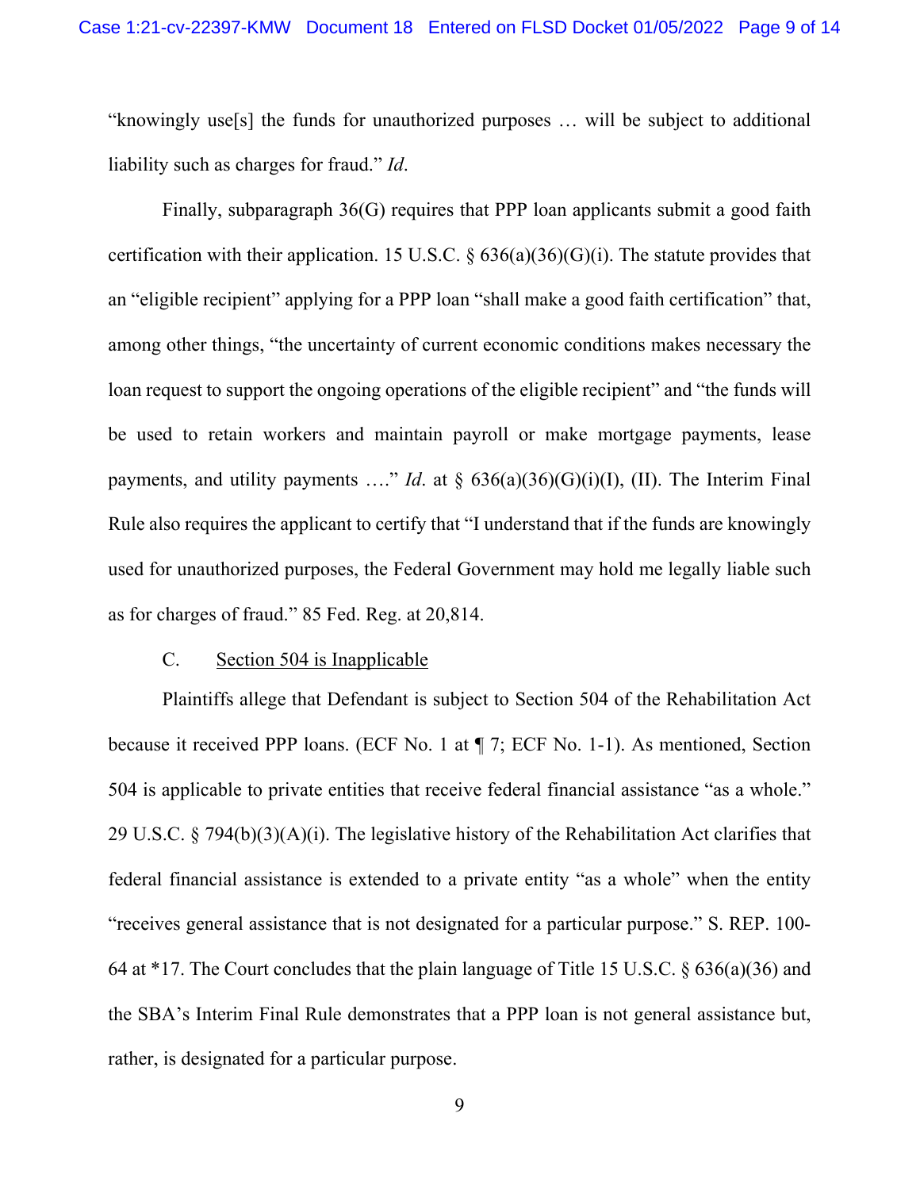"knowingly use[s] the funds for unauthorized purposes … will be subject to additional liability such as charges for fraud." *Id*.

Finally, subparagraph 36(G) requires that PPP loan applicants submit a good faith certification with their application. 15 U.S.C. § 636(a)(36)(G)(i). The statute provides that an "eligible recipient" applying for a PPP loan "shall make a good faith certification" that, among other things, "the uncertainty of current economic conditions makes necessary the loan request to support the ongoing operations of the eligible recipient" and "the funds will be used to retain workers and maintain payroll or make mortgage payments, lease payments, and utility payments …." *Id*. at § 636(a)(36)(G)(i)(I), (II). The Interim Final Rule also requires the applicant to certify that "I understand that if the funds are knowingly used for unauthorized purposes, the Federal Government may hold me legally liable such as for charges of fraud." 85 Fed. Reg. at 20,814.

C. <u>Section 504 is Inapplicable</u>

Plaintiffs allege that Defendant is subject to Section 504 of the Rehabilitation Act because it received PPP loans. (ECF No. 1 at ¶ 7; ECF No. 1-1). As mentioned, Section 504 is applicable to private entities that receive federal financial assistance "as a whole." 29 U.S.C. § 794(b)(3)(A)(i). The legislative history of the Rehabilitation Act clarifies that federal financial assistance is extended to a private entity "as a whole" when the entity "receives general assistance that is not designated for a particular purpose." S. REP. 100-64 at *17. The Court concludes that the plain language of Title 15 U.S.C. § 636(a)(36) and the SBA's Interim Final Rule demonstrates that a PPP loan is not general assistance but, rather, is designated for a particular purpose.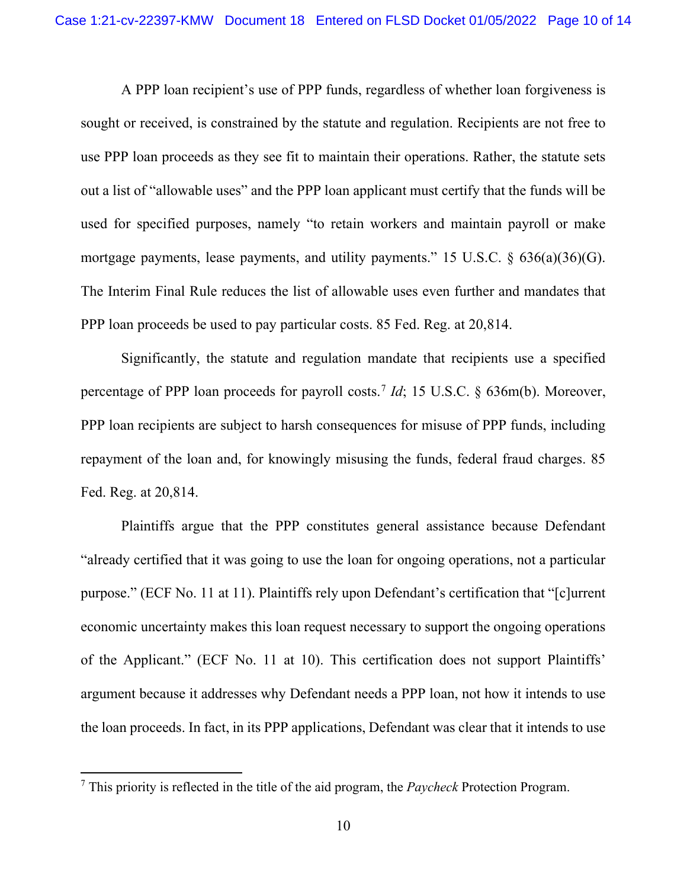A PPP loan recipient's use of PPP funds, regardless of whether loan forgiveness is sought or received, is constrained by the statute and regulation. Recipients are not free to use PPP loan proceeds as they see fit to maintain their operations. Rather, the statute sets out a list of "allowable uses" and the PPP loan applicant must certify that the funds will be used for specified purposes, namely "to retain workers and maintain payroll or make mortgage payments, lease payments, and utility payments." 15 U.S.C. § 636(a)(36)(G). The Interim Final Rule reduces the list of allowable uses even further and mandates that PPP loan proceeds be used to pay particular costs. 85 Fed. Reg. at 20,814.

Significantly, the statute and regulation mandate that recipients use a specified percentage of PPP loan proceeds for payroll costs.[7] *Id*; 15 U.S.C. § 636m(b). Moreover, PPP loan recipients are subject to harsh consequences for misuse of PPP funds, including repayment of the loan and, for knowingly misusing the funds, federal fraud charges. 85 Fed. Reg. at 20,814.

Plaintiffs argue that the PPP constitutes general assistance because Defendant "already certified that it was going to use the loan for ongoing operations, not a particular purpose." (ECF No. 11 at 11). Plaintiffs rely upon Defendant's certification that "[c]urrent economic uncertainty makes this loan request necessary to support the ongoing operations of the Applicant." (ECF No. 11 at 10). This certification does not support Plaintiffs' argument because it addresses why Defendant needs a PPP loan, not how it intends to use the loan proceeds. In fact, in its PPP applications, Defendant was clear that it intends to use

[7] This priority is reflected in the title of the aid program, the *Paycheck* Protection Program.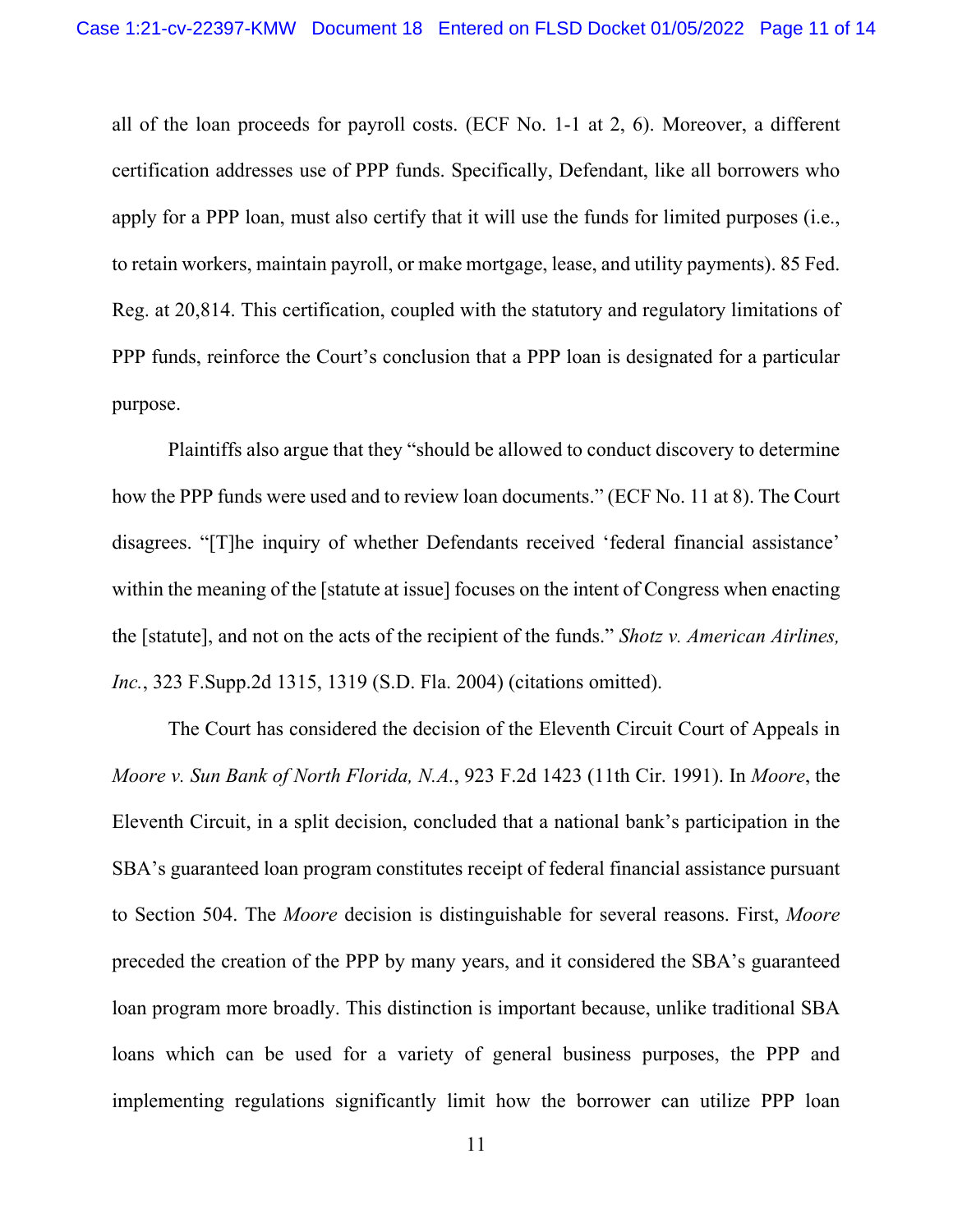all of the loan proceeds for payroll costs. (ECF No. 1-1 at 2, 6). Moreover, a different certification addresses use of PPP funds. Specifically, Defendant, like all borrowers who apply for a PPP loan, must also certify that it will use the funds for limited purposes (i.e., to retain workers, maintain payroll, or make mortgage, lease, and utility payments). 85 Fed. Reg. at 20,814. This certification, coupled with the statutory and regulatory limitations of PPP funds, reinforce the Court's conclusion that a PPP loan is designated for a particular purpose.

Plaintiffs also argue that they "should be allowed to conduct discovery to determine how the PPP funds were used and to review loan documents." (ECF No. 11 at 8). The Court disagrees. "[T]he inquiry of whether Defendants received 'federal financial assistance' within the meaning of the [statute at issue] focuses on the intent of Congress when enacting the [statute], and not on the acts of the recipient of the funds." *Shotz v. American Airlines, Inc.*, 323 F.Supp.2d 1315, 1319 (S.D. Fla. 2004) (citations omitted).

The Court has considered the decision of the Eleventh Circuit Court of Appeals in *Moore v. Sun Bank of North Florida, N.A.*, 923 F.2d 1423 (11th Cir. 1991). In *Moore*, the Eleventh Circuit, in a split decision, concluded that a national bank's participation in the SBA's guaranteed loan program constitutes receipt of federal financial assistance pursuant to Section 504. The *Moore* decision is distinguishable for several reasons. First, *Moore* preceded the creation of the PPP by many years, and it considered the SBA's guaranteed loan program more broadly. This distinction is important because, unlike traditional SBA loans which can be used for a variety of general business purposes, the PPP and implementing regulations significantly limit how the borrower can utilize PPP loan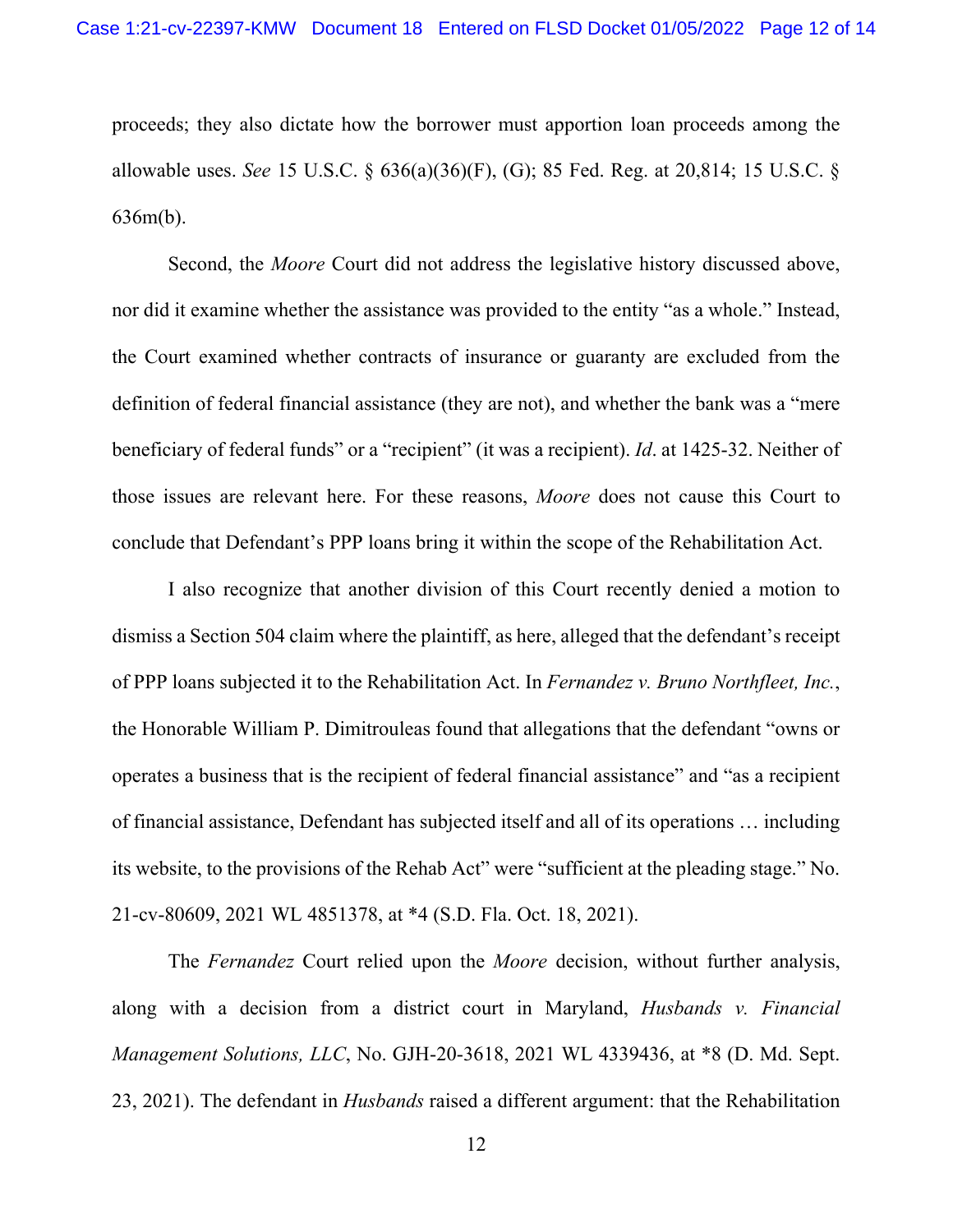proceeds; they also dictate how the borrower must apportion loan proceeds among the allowable uses. *See* 15 U.S.C. § 636(a)(36)(F), (G); 85 Fed. Reg. at 20,814; 15 U.S.C. § 636m(b).

Second, the *Moore* Court did not address the legislative history discussed above, nor did it examine whether the assistance was provided to the entity "as a whole." Instead, the Court examined whether contracts of insurance or guaranty are excluded from the definition of federal financial assistance (they are not), and whether the bank was a "mere beneficiary of federal funds" or a "recipient" (it was a recipient). *Id*. at 1425-32. Neither of those issues are relevant here. For these reasons, *Moore* does not cause this Court to conclude that Defendant's PPP loans bring it within the scope of the Rehabilitation Act.

I also recognize that another division of this Court recently denied a motion to dismiss a Section 504 claim where the plaintiff, as here, alleged that the defendant's receipt of PPP loans subjected it to the Rehabilitation Act. In *Fernandez v. Bruno Northfleet, Inc.*, the Honorable William P. Dimitrouleas found that allegations that the defendant "owns or operates a business that is the recipient of federal financial assistance" and "as a recipient of financial assistance, Defendant has subjected itself and all of its operations … including its website, to the provisions of the Rehab Act" were "sufficient at the pleading stage." No. 21-cv-80609, 2021 WL 4851378, at *4 (S.D. Fla. Oct. 18, 2021).

The *Fernandez* Court relied upon the *Moore* decision, without further analysis, along with a decision from a district court in Maryland, *Husbands v. Financial Management Solutions, LLC*, No. GJH-20-3618, 2021 WL 4339436, at *8 (D. Md. Sept. 23, 2021). The defendant in *Husbands* raised a different argument: that the Rehabilitation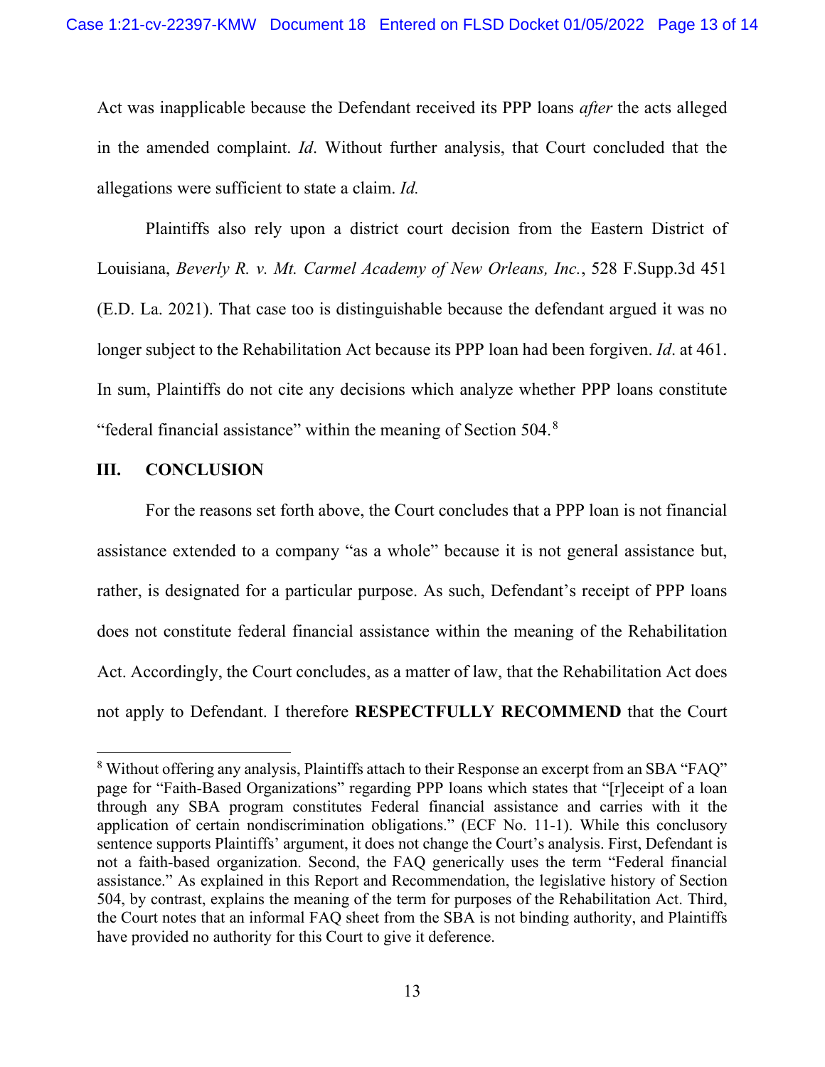Act was inapplicable because the Defendant received its PPP loans *after* the acts alleged in the amended complaint. *Id*. Without further analysis, that Court concluded that the allegations were sufficient to state a claim. *Id.*

Plaintiffs also rely upon a district court decision from the Eastern District of Louisiana, *Beverly R. v. Mt. Carmel Academy of New Orleans, Inc.*, 528 F.Supp.3d 451 (E.D. La. 2021). That case too is distinguishable because the defendant argued it was no longer subject to the Rehabilitation Act because its PPP loan had been forgiven. *Id*. at 461. In sum, Plaintiffs do not cite any decisions which analyze whether PPP loans constitute "federal financial assistance" within the meaning of Section 504.[8]

## III. CONCLUSION

For the reasons set forth above, the Court concludes that a PPP loan is not financial assistance extended to a company "as a whole" because it is not general assistance but, rather, is designated for a particular purpose. As such, Defendant's receipt of PPP loans does not constitute federal financial assistance within the meaning of the Rehabilitation Act. Accordingly, the Court concludes, as a matter of law, that the Rehabilitation Act does not apply to Defendant. I therefore **RESPECTFULLY RECOMMEND** that the Court

---

[8] Without offering any analysis, Plaintiffs attach to their Response an excerpt from an SBA "FAQ" page for "Faith-Based Organizations" regarding PPP loans which states that "[r]eceipt of a loan through any SBA program constitutes Federal financial assistance and carries with it the application of certain nondiscrimination obligations." (ECF No. 11-1). While this conclusory sentence supports Plaintiffs' argument, it does not change the Court's analysis. First, Defendant is not a faith-based organization. Second, the FAQ generically uses the term "Federal financial assistance." As explained in this Report and Recommendation, the legislative history of Section 504, by contrast, explains the meaning of the term for purposes of the Rehabilitation Act. Third, the Court notes that an informal FAQ sheet from the SBA is not binding authority, and Plaintiffs have provided no authority for this Court to give it deference.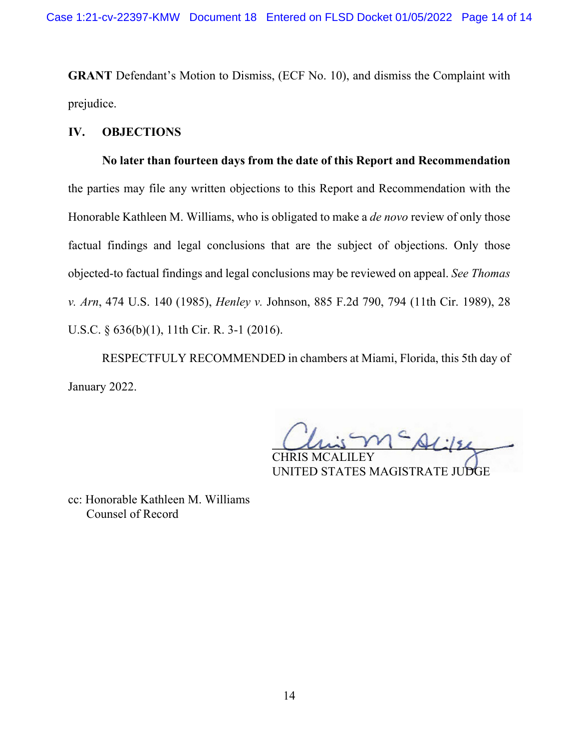**GRANT** Defendant's Motion to Dismiss, (ECF No. 10), and dismiss the Complaint with prejudice.

## IV. OBJECTIONS

**No later than fourteen days from the date of this Report and Recommendation** the parties may file any written objections to this Report and Recommendation with the Honorable Kathleen M. Williams, who is obligated to make a *de novo* review of only those factual findings and legal conclusions that are the subject of objections. Only those objected-to factual findings and legal conclusions may be reviewed on appeal. *See Thomas v. Arn*, 474 U.S. 140 (1985), *Henley v.* Johnson, 885 F.2d 790, 794 (11th Cir. 1989), 28 U.S.C. § 636(b)(1), 11th Cir. R. 3-1 (2016).

RESPECTFULY RECOMMENDED in chambers at Miami, Florida, this 5th day of January 2022.

CHRIS MCALILEY
UNITED STATES MAGISTRATE JUDGE

cc: Honorable Kathleen M. Williams
Counsel of Record